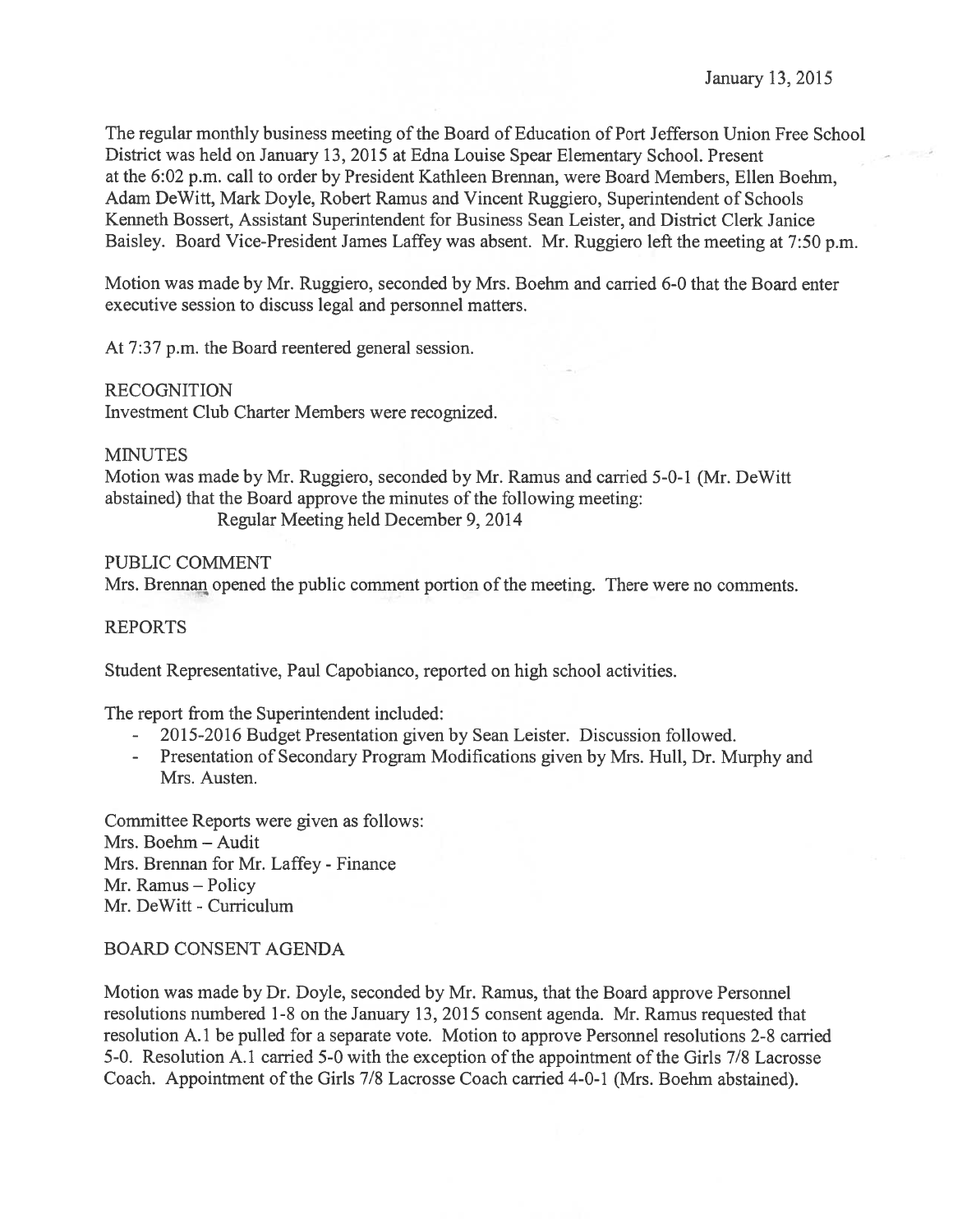January 13, 2015

The regular monthly business meeting of the Board of Education of Port Jefferson Union Free School District was held on January 13, 2015 at Edna Louise Spear Elementary School. Present at the 6:02 p.m. call to order by President Kathleen Brennan, were Board Members, Ellen Boehm, Adam DeWitt, Mark Doyle, Robert Ramus and Vincent Ruggiero, Superintendent of Schools Kenneth Bossert, Assistant Superintendent for Business Sean Leister, and District Clerk Janice Baisley. Board Vice-President James Laffey was absent. Mr. Ruggiero left the meeting at 7:50 p.m.

Motion was made by Mr. Ruggiero, seconded by Mrs. Boehm and carried 6-0 that the Board enter executive session to discuss legal and personnel matters.

At 7:37 p.m. the Board reentered general session.

RECOGNITION

Investment Club Charter Members were recognized.

MINUTES

Motion was made by Mr. Ruggiero, seconded by Mr. Ramus and carried 5-0-1 (Mr. DeWitt abstained) that the Board approve the minutes of the following meeting:

Regular Meeting held December 9, 2014

PUBLIC COMMENT

Mrs. Brennan opened the public comment portion of the meeting. There were no comments.

REPORTS

Student Representative, Paul Capobianco, reported on high school activities.

The report from the Superintendent included:

- 2015-2016 Budget Presentation given by Sean Leister. Discussion followed.
- Presentation of Secondary Program Modifications given by Mrs. Hull, Dr. Murphy and Mrs. Austen.

Committee Reports were given as follows:

Mrs. Boehm – Audit
Mrs. Brennan for Mr. Laffey - Finance
Mr. Ramus – Policy
Mr. DeWitt - Curriculum

BOARD CONSENT AGENDA

Motion was made by Dr. Doyle, seconded by Mr. Ramus, that the Board approve Personnel resolutions numbered 1-8 on the January 13, 2015 consent agenda. Mr. Ramus requested that resolution A.1 be pulled for a separate vote. Motion to approve Personnel resolutions 2-8 carried 5-0. Resolution A.1 carried 5-0 with the exception of the appointment of the Girls 7/8 Lacrosse Coach. Appointment of the Girls 7/8 Lacrosse Coach carried 4-0-1 (Mrs. Boehm abstained).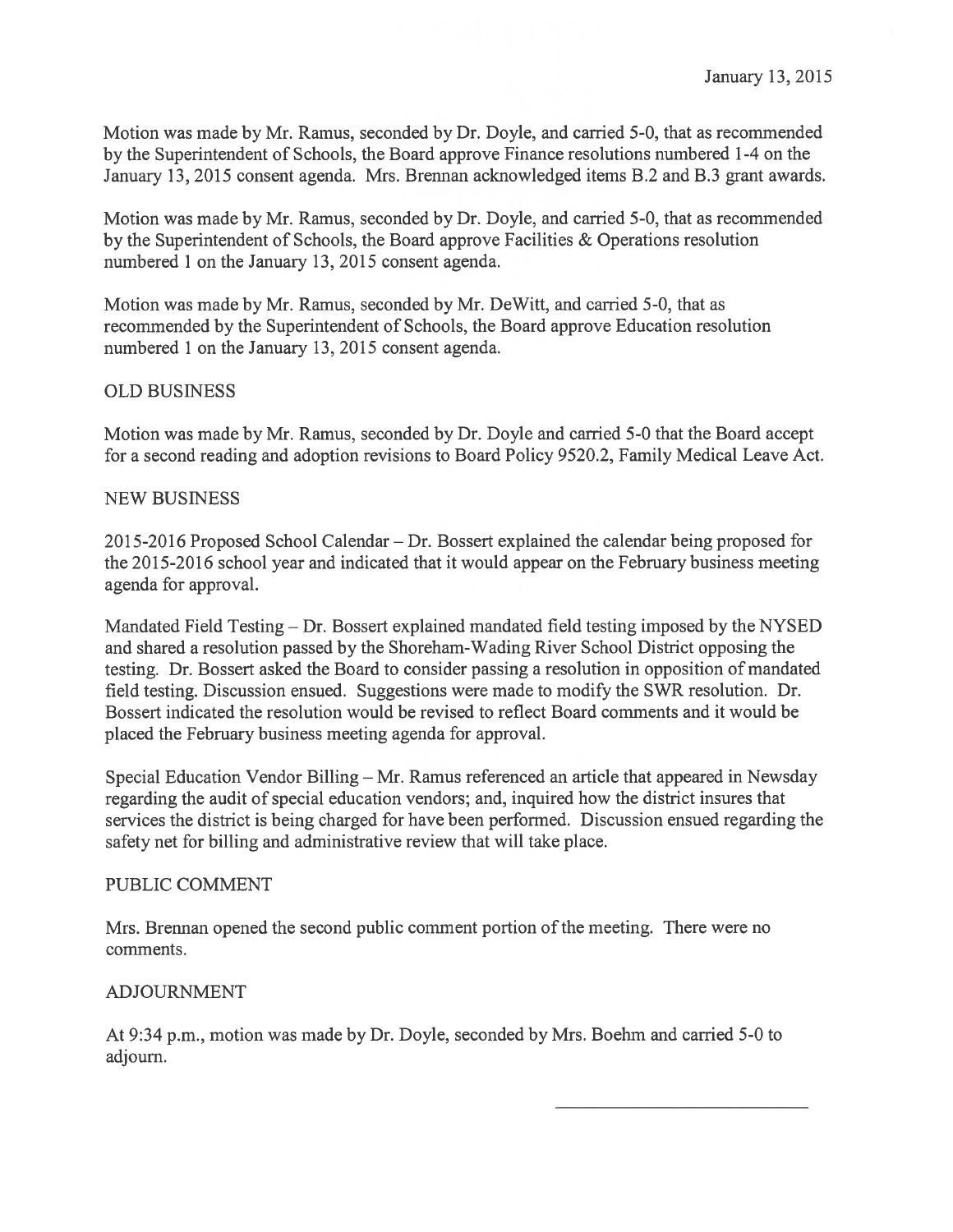Motion was made by Mr. Ramus, seconded by Dr. Doyle, and carried 5-0, that as recommended by the Superintendent of Schools, the Board approve Finance resolutions numbered 1-4 on the January 13, 2015 consent agenda. Mrs. Brennan acknowledged items B.2 and B.3 grant awards.

Motion was made by Mr. Ramus, seconded by Dr. Doyle, and carried 5-0, that as recommended by the Superintendent of Schools, the Board approve Facilities & Operations resolution numbered 1 on the January 13, 2015 consent agenda.

Motion was made by Mr. Ramus, seconded by Mr. DeWitt, and carried 5-0, that as recommended by the Superintendent of Schools, the Board approve Education resolution numbered 1 on the January 13, 2015 consent agenda.

## OLD BUSINESS

Motion was made by Mr. Ramus, seconded by Dr. Doyle and carried 5-0 that the Board accept for a second reading and adoption revisions to Board Policy 9520.2, Family Medical Leave Act.

## NEW BUSINESS

2015-2016 Proposed School Calendar – Dr. Bossert explained the calendar being proposed for the 2015-2016 school year and indicated that it would appear on the February business meeting agenda for approval.

Mandated Field Testing – Dr. Bossert explained mandated field testing imposed by the NYSED and shared a resolution passed by the Shoreham-Wading River School District opposing the testing. Dr. Bossert asked the Board to consider passing a resolution in opposition of mandated field testing. Discussion ensued. Suggestions were made to modify the SWR resolution. Dr. Bossert indicated the resolution would be revised to reflect Board comments and it would be placed the February business meeting agenda for approval.

Special Education Vendor Billing – Mr. Ramus referenced an article that appeared in Newsday regarding the audit of special education vendors; and, inquired how the district insures that services the district is being charged for have been performed. Discussion ensued regarding the safety net for billing and administrative review that will take place.

## PUBLIC COMMENT

Mrs. Brennan opened the second public comment portion of the meeting. There were no comments.

## ADJOURNMENT

At 9:34 p.m., motion was made by Dr. Doyle, seconded by Mrs. Boehm and carried 5-0 to adjourn.

\_\_\_\_\_\_\_\_\_\_\_\_\_\_\_\_\_\_\_\_\_\_\_\_\_\_\_\_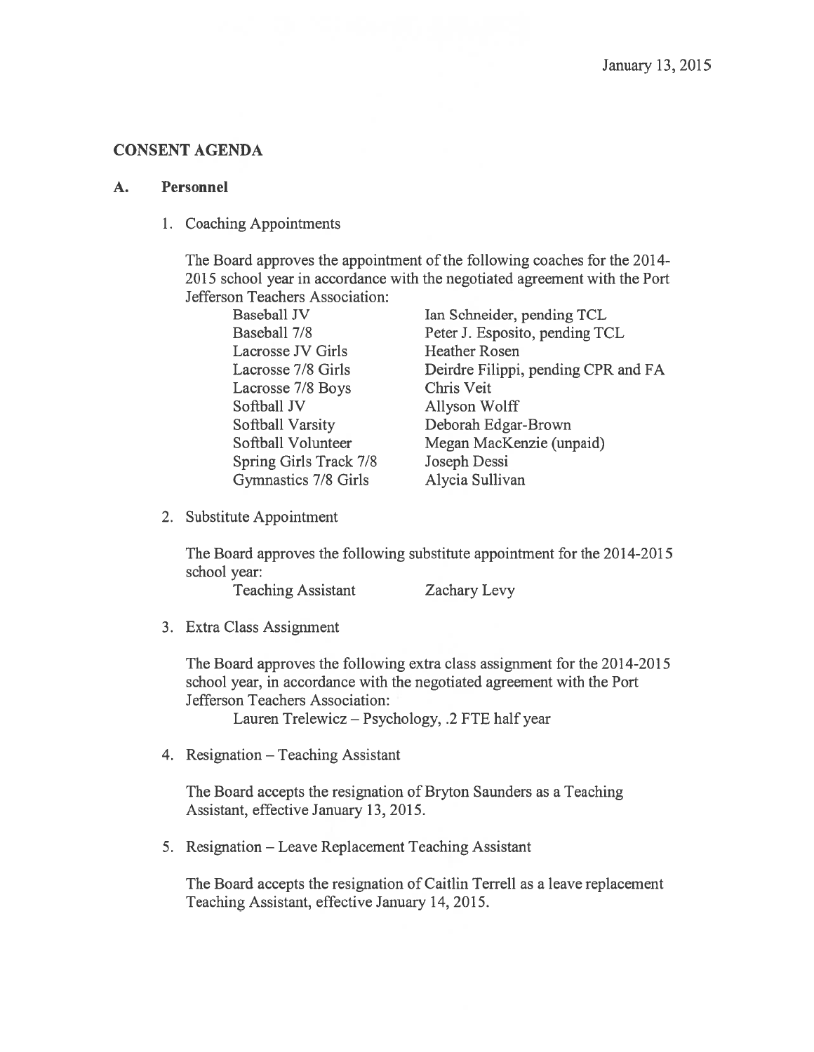January 13, 2015

## CONSENT AGENDA

### A. Personnel

1. Coaching Appointments

   The Board approves the appointment of the following coaches for the 2014-2015 school year in accordance with the negotiated agreement with the Port Jefferson Teachers Association:

   | | |
   |---|---|
   | Baseball JV | Ian Schneider, pending TCL |
   | Baseball 7/8 | Peter J. Esposito, pending TCL |
   | Lacrosse JV Girls | Heather Rosen |
   | Lacrosse 7/8 Girls | Deirdre Filippi, pending CPR and FA |
   | Lacrosse 7/8 Boys | Chris Veit |
   | Softball JV | Allyson Wolff |
   | Softball Varsity | Deborah Edgar-Brown |
   | Softball Volunteer | Megan MacKenzie (unpaid) |
   | Spring Girls Track 7/8 | Joseph Dessi |
   | Gymnastics 7/8 Girls | Alycia Sullivan |

2. Substitute Appointment

   The Board approves the following substitute appointment for the 2014-2015 school year:

   Teaching Assistant — Zachary Levy

3. Extra Class Assignment

   The Board approves the following extra class assignment for the 2014-2015 school year, in accordance with the negotiated agreement with the Port Jefferson Teachers Association:

   Lauren Trelewicz – Psychology, .2 FTE half year

4. Resignation – Teaching Assistant

   The Board accepts the resignation of Bryton Saunders as a Teaching Assistant, effective January 13, 2015.

5. Resignation – Leave Replacement Teaching Assistant

   The Board accepts the resignation of Caitlin Terrell as a leave replacement Teaching Assistant, effective January 14, 2015.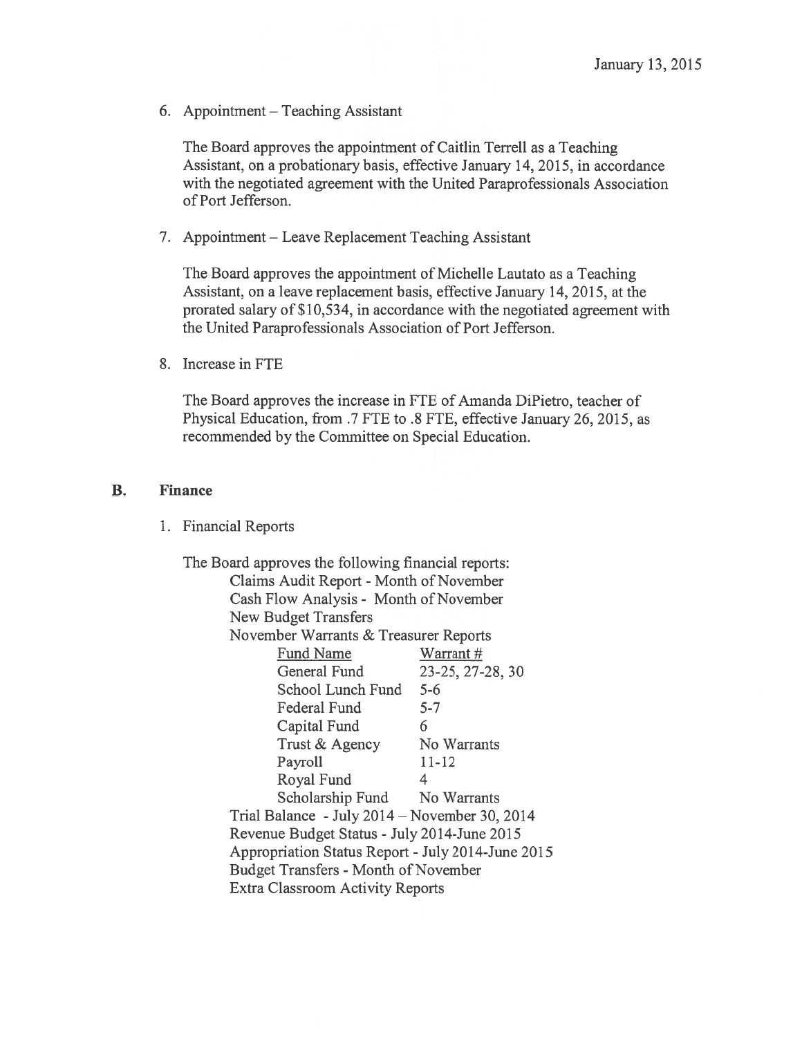January 13, 2015

6. Appointment – Teaching Assistant

   The Board approves the appointment of Caitlin Terrell as a Teaching Assistant, on a probationary basis, effective January 14, 2015, in accordance with the negotiated agreement with the United Paraprofessionals Association of Port Jefferson.

7. Appointment – Leave Replacement Teaching Assistant

   The Board approves the appointment of Michelle Lautato as a Teaching Assistant, on a leave replacement basis, effective January 14, 2015, at the prorated salary of $10,534, in accordance with the negotiated agreement with the United Paraprofessionals Association of Port Jefferson.

8. Increase in FTE

   The Board approves the increase in FTE of Amanda DiPietro, teacher of Physical Education, from .7 FTE to .8 FTE, effective January 26, 2015, as recommended by the Committee on Special Education.

## B. Finance

1. Financial Reports

   The Board approves the following financial reports:

   Claims Audit Report - Month of November
   Cash Flow Analysis - Month of November
   New Budget Transfers
   November Warrants & Treasurer Reports

   | Fund Name | Warrant # |
   |---|---|
   | General Fund | 23-25, 27-28, 30 |
   | School Lunch Fund | 5-6 |
   | Federal Fund | 5-7 |
   | Capital Fund | 6 |
   | Trust & Agency | No Warrants |
   | Payroll | 11-12 |
   | Royal Fund | 4 |
   | Scholarship Fund | No Warrants |

   Trial Balance - July 2014 – November 30, 2014
   Revenue Budget Status - July 2014-June 2015
   Appropriation Status Report - July 2014-June 2015
   Budget Transfers - Month of November
   Extra Classroom Activity Reports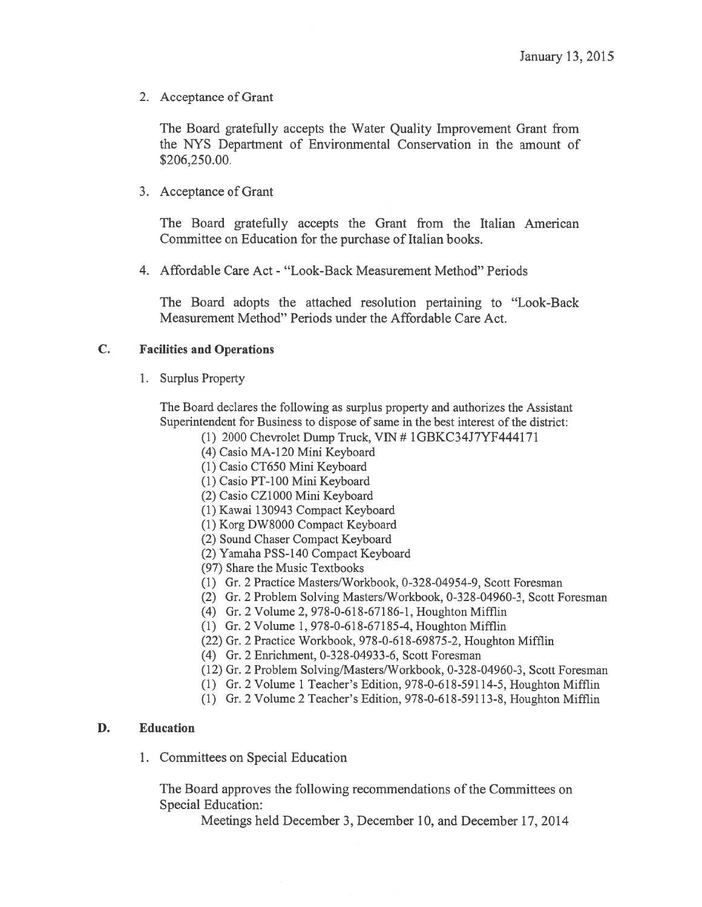2. Acceptance of Grant

   The Board gratefully accepts the Water Quality Improvement Grant from the NYS Department of Environmental Conservation in the amount of $206,250.00.

3. Acceptance of Grant

   The Board gratefully accepts the Grant from the Italian American Committee on Education for the purchase of Italian books.

4. Affordable Care Act - "Look-Back Measurement Method" Periods

   The Board adopts the attached resolution pertaining to "Look-Back Measurement Method" Periods under the Affordable Care Act.

## C. Facilities and Operations

1. Surplus Property

   The Board declares the following as surplus property and authorizes the Assistant Superintendent for Business to dispose of same in the best interest of the district:

   (1) 2000 Chevrolet Dump Truck, VIN # 1GBKC34J7YF444171
   (4) Casio MA-120 Mini Keyboard
   (1) Casio CT650 Mini Keyboard
   (1) Casio PT-100 Mini Keyboard
   (2) Casio CZ1000 Mini Keyboard
   (1) Kawai 130943 Compact Keyboard
   (1) Korg DW8000 Compact Keyboard
   (2) Sound Chaser Compact Keyboard
   (2) Yamaha PSS-140 Compact Keyboard
   (97) Share the Music Textbooks
   (1) Gr. 2 Practice Masters/Workbook, 0-328-04954-9, Scott Foresman
   (2) Gr. 2 Problem Solving Masters/Workbook, 0-328-04960-3, Scott Foresman
   (4) Gr. 2 Volume 2, 978-0-618-67186-1, Houghton Mifflin
   (1) Gr. 2 Volume 1, 978-0-618-67185-4, Houghton Mifflin
   (22) Gr. 2 Practice Workbook, 978-0-618-69875-2, Houghton Mifflin
   (4) Gr. 2 Enrichment, 0-328-04933-6, Scott Foresman
   (12) Gr. 2 Problem Solving/Masters/Workbook, 0-328-04960-3, Scott Foresman
   (1) Gr. 2 Volume 1 Teacher's Edition, 978-0-618-59114-5, Houghton Mifflin
   (1) Gr. 2 Volume 2 Teacher's Edition, 978-0-618-59113-8, Houghton Mifflin

## D. Education

1. Committees on Special Education

   The Board approves the following recommendations of the Committees on Special Education:

   Meetings held December 3, December 10, and December 17, 2014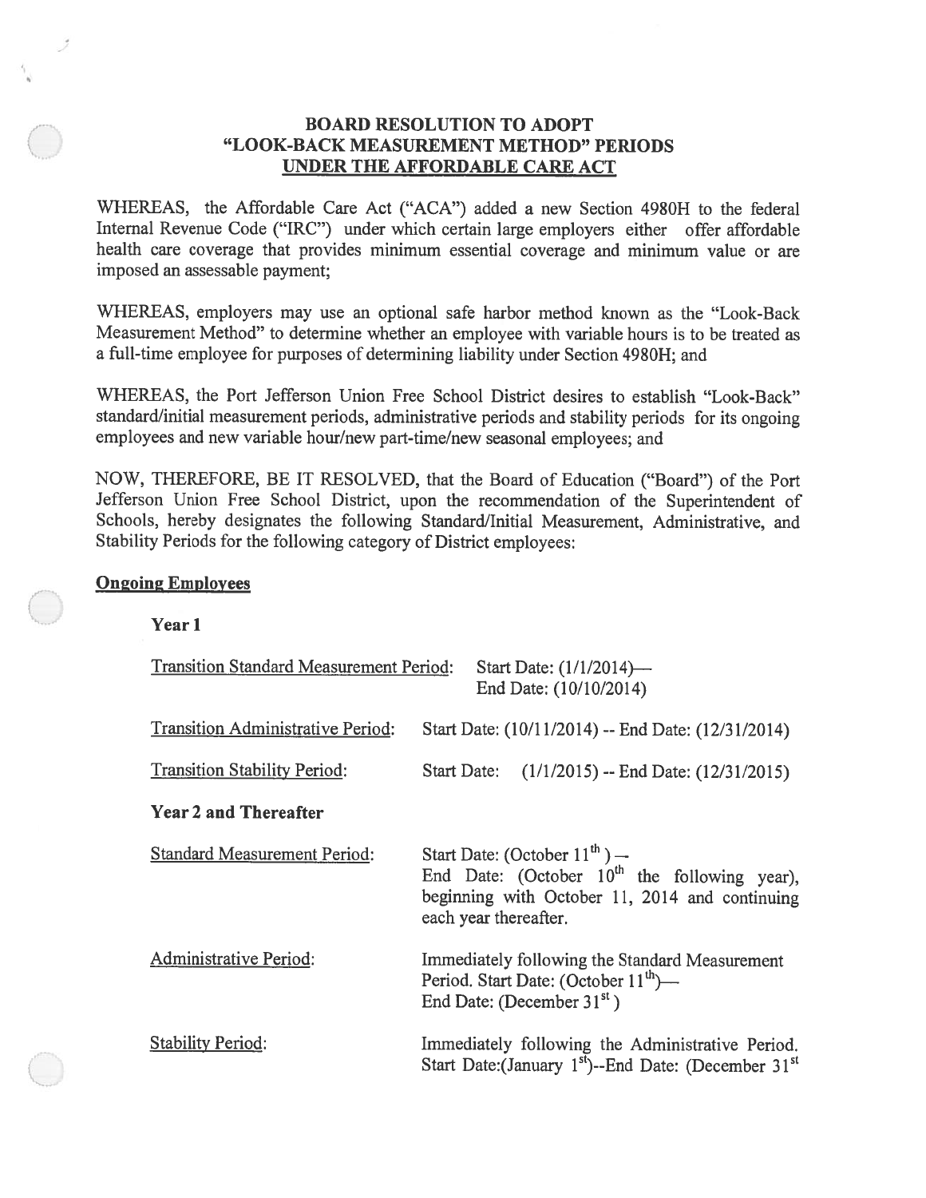# BOARD RESOLUTION TO ADOPT "LOOK-BACK MEASUREMENT METHOD" PERIODS UNDER THE AFFORDABLE CARE ACT

WHEREAS, the Affordable Care Act ("ACA") added a new Section 4980H to the federal Internal Revenue Code ("IRC") under which certain large employers either offer affordable health care coverage that provides minimum essential coverage and minimum value or are imposed an assessable payment;

WHEREAS, employers may use an optional safe harbor method known as the "Look-Back Measurement Method" to determine whether an employee with variable hours is to be treated as a full-time employee for purposes of determining liability under Section 4980H; and

WHEREAS, the Port Jefferson Union Free School District desires to establish "Look-Back" standard/initial measurement periods, administrative periods and stability periods for its ongoing employees and new variable hour/new part-time/new seasonal employees; and

NOW, THEREFORE, BE IT RESOLVED, that the Board of Education ("Board") of the Port Jefferson Union Free School District, upon the recommendation of the Superintendent of Schools, hereby designates the following Standard/Initial Measurement, Administrative, and Stability Periods for the following category of District employees:

**Ongoing Employees**

**Year 1**

Transition Standard Measurement Period: Start Date: (1/1/2014)— End Date: (10/10/2014)

Transition Administrative Period: Start Date: (10/11/2014) -- End Date: (12/31/2014)

Transition Stability Period: Start Date: (1/1/2015) -- End Date: (12/31/2015)

**Year 2 and Thereafter**

Standard Measurement Period: Start Date: (October 11th) — End Date: (October 10th the following year), beginning with October 11, 2014 and continuing each year thereafter.

Administrative Period: Immediately following the Standard Measurement Period. Start Date: (October 11th)— End Date: (December 31st)

Stability Period: Immediately following the Administrative Period. Start Date:(January 1st)--End Date: (December 31st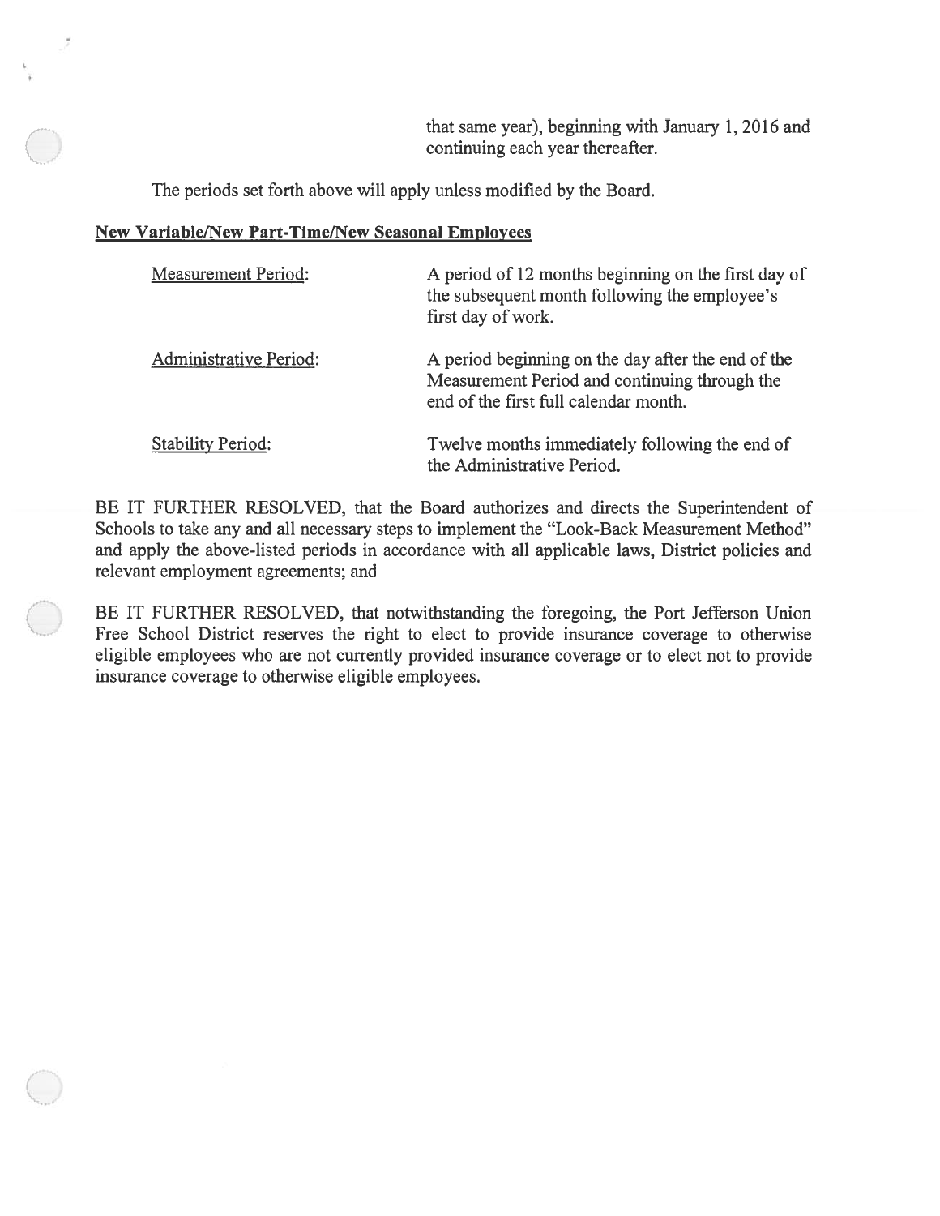that same year), beginning with January 1, 2016 and continuing each year thereafter.

The periods set forth above will apply unless modified by the Board.

**New Variable/New Part-Time/New Seasonal Employees**

| | |
|---|---|
| Measurement Period: | A period of 12 months beginning on the first day of the subsequent month following the employee's first day of work. |
| Administrative Period: | A period beginning on the day after the end of the Measurement Period and continuing through the end of the first full calendar month. |
| Stability Period: | Twelve months immediately following the end of the Administrative Period. |

BE IT FURTHER RESOLVED, that the Board authorizes and directs the Superintendent of Schools to take any and all necessary steps to implement the "Look-Back Measurement Method" and apply the above-listed periods in accordance with all applicable laws, District policies and relevant employment agreements; and

BE IT FURTHER RESOLVED, that notwithstanding the foregoing, the Port Jefferson Union Free School District reserves the right to elect to provide insurance coverage to otherwise eligible employees who are not currently provided insurance coverage or to elect not to provide insurance coverage to otherwise eligible employees.